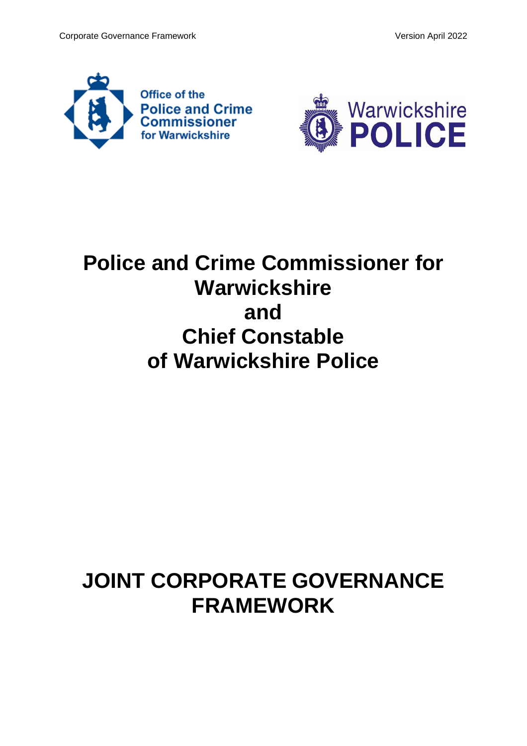Office of the Police and Crime Commissioner for Warwickshire

Warwickshire POLICE

# Police and Crime Commissioner for Warwickshire and Chief Constable of Warwickshire Police

# JOINT CORPORATE GOVERNANCE FRAMEWORK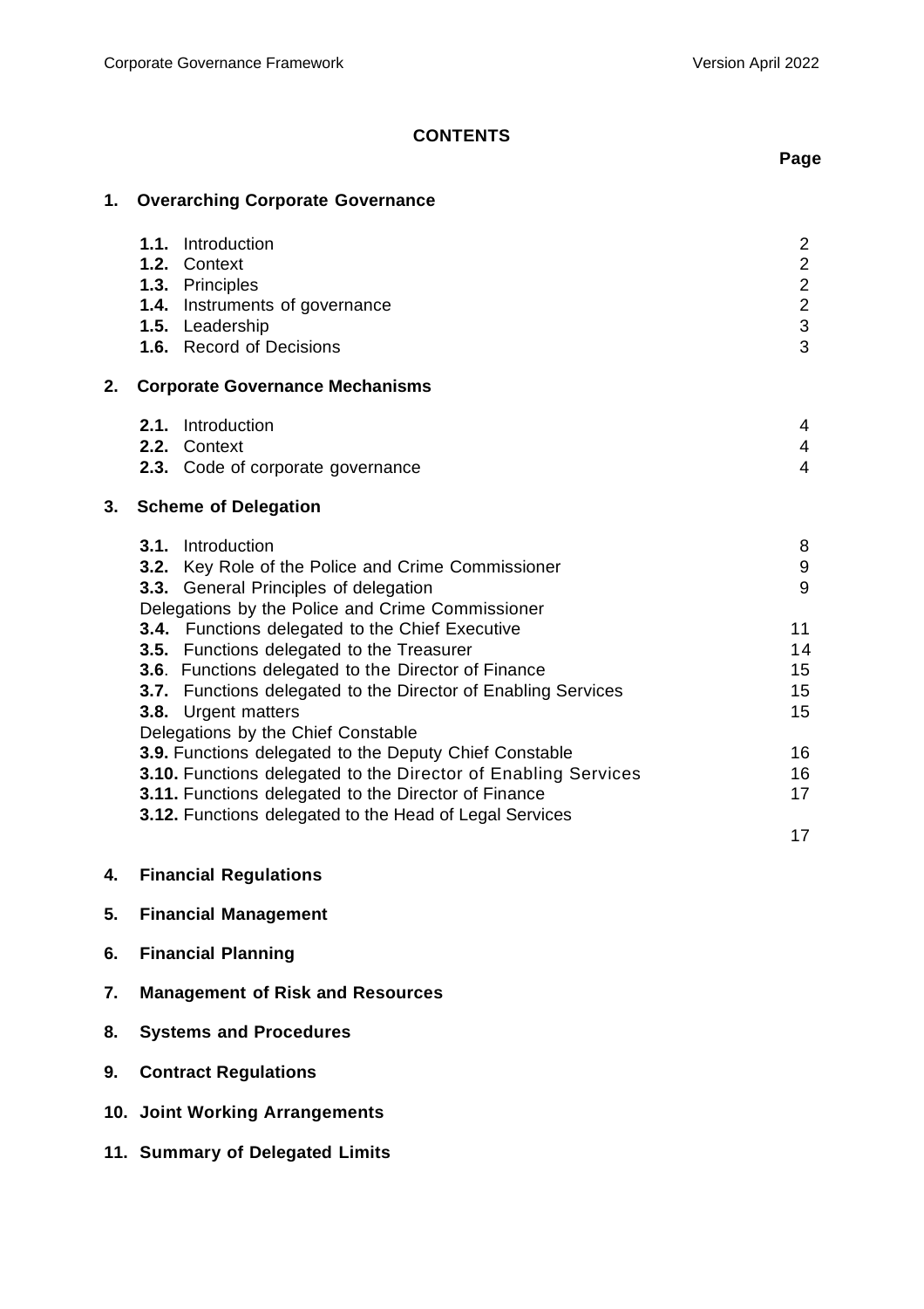# CONTENTS

| | Page |
|---|---|
| **1. Overarching Corporate Governance** | |
| **1.1.** Introduction | 2 |
| **1.2.** Context | 2 |
| **1.3.** Principles | 2 |
| **1.4.** Instruments of governance | 2 |
| **1.5.** Leadership | 3 |
| **1.6.** Record of Decisions | 3 |
| **2. Corporate Governance Mechanisms** | |
| **2.1.** Introduction | 4 |
| **2.2.** Context | 4 |
| **2.3.** Code of corporate governance | 4 |
| **3. Scheme of Delegation** | |
| **3.1.** Introduction | 8 |
| **3.2.** Key Role of the Police and Crime Commissioner | 9 |
| **3.3.** General Principles of delegation | 9 |
| Delegations by the Police and Crime Commissioner | |
| **3.4.** Functions delegated to the Chief Executive | 11 |
| **3.5.** Functions delegated to the Treasurer | 14 |
| **3.6**. Functions delegated to the Director of Finance | 15 |
| **3.7.** Functions delegated to the Director of Enabling Services | 15 |
| **3.8.** Urgent matters | 15 |
| Delegations by the Chief Constable | |
| **3.9.** Functions delegated to the Deputy Chief Constable | 16 |
| **3.10.** Functions delegated to the Director of Enabling Services | 16 |
| **3.11.** Functions delegated to the Director of Finance | 17 |
| **3.12.** Functions delegated to the Head of Legal Services | 17 |
| **4. Financial Regulations** | |
| **5. Financial Management** | |
| **6. Financial Planning** | |
| **7. Management of Risk and Resources** | |
| **8. Systems and Procedures** | |
| **9. Contract Regulations** | |
| **10. Joint Working Arrangements** | |
| **11. Summary of Delegated Limits** | |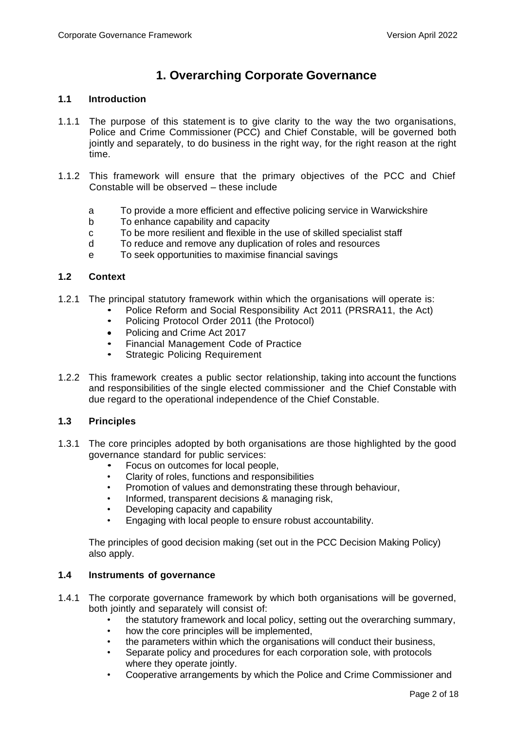# 1. Overarching Corporate Governance

### 1.1 Introduction

1.1.1 The purpose of this statement is to give clarity to the way the two organisations, Police and Crime Commissioner (PCC) and Chief Constable, will be governed both jointly and separately, to do business in the right way, for the right reason at the right time.

1.1.2 This framework will ensure that the primary objectives of the PCC and Chief Constable will be observed – these include

- a To provide a more efficient and effective policing service in Warwickshire
- b To enhance capability and capacity
- c To be more resilient and flexible in the use of skilled specialist staff
- d To reduce and remove any duplication of roles and resources
- e To seek opportunities to maximise financial savings

### 1.2 Context

1.2.1 The principal statutory framework within which the organisations will operate is:

- Police Reform and Social Responsibility Act 2011 (PRSRA11, the Act)
- Policing Protocol Order 2011 (the Protocol)
- Policing and Crime Act 2017
- Financial Management Code of Practice
- Strategic Policing Requirement

1.2.2 This framework creates a public sector relationship, taking into account the functions and responsibilities of the single elected commissioner and the Chief Constable with due regard to the operational independence of the Chief Constable.

### 1.3 Principles

1.3.1 The core principles adopted by both organisations are those highlighted by the good governance standard for public services:

- Focus on outcomes for local people,
- Clarity of roles, functions and responsibilities
- Promotion of values and demonstrating these through behaviour,
- Informed, transparent decisions & managing risk,
- Developing capacity and capability
- Engaging with local people to ensure robust accountability.

The principles of good decision making (set out in the PCC Decision Making Policy) also apply.

### 1.4 Instruments of governance

1.4.1 The corporate governance framework by which both organisations will be governed, both jointly and separately will consist of:

- the statutory framework and local policy, setting out the overarching summary,
- how the core principles will be implemented,
- the parameters within which the organisations will conduct their business,
- Separate policy and procedures for each corporation sole, with protocols where they operate jointly.
- Cooperative arrangements by which the Police and Crime Commissioner and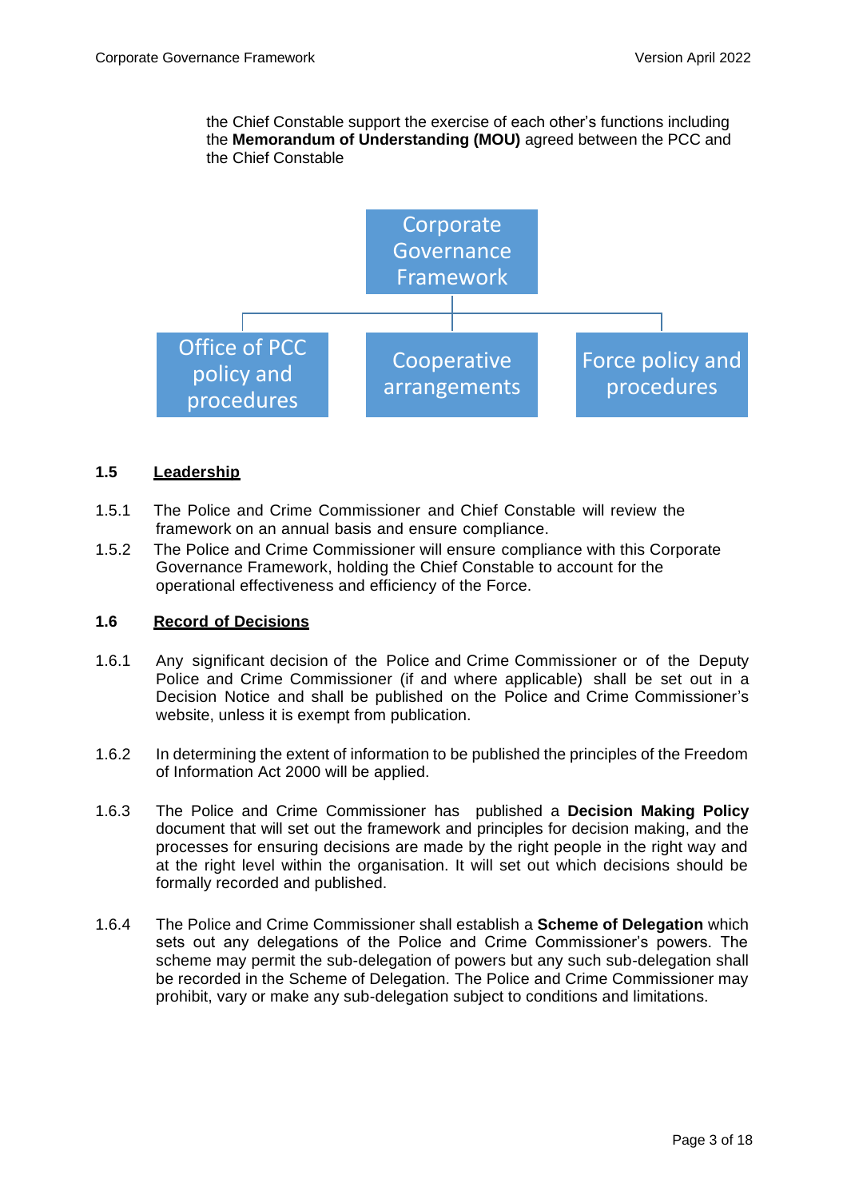the Chief Constable support the exercise of each other's functions including the **Memorandum of Understanding (MOU)** agreed between the PCC and the Chief Constable

Corporate Governance Framework

- Office of PCC policy and procedures
- Cooperative arrangements
- Force policy and procedures

## 1.5 Leadership

1.5.1 The Police and Crime Commissioner and Chief Constable will review the framework on an annual basis and ensure compliance.

1.5.2 The Police and Crime Commissioner will ensure compliance with this Corporate Governance Framework, holding the Chief Constable to account for the operational effectiveness and efficiency of the Force.

## 1.6 Record of Decisions

1.6.1 Any significant decision of the Police and Crime Commissioner or of the Deputy Police and Crime Commissioner (if and where applicable) shall be set out in a Decision Notice and shall be published on the Police and Crime Commissioner's website, unless it is exempt from publication.

1.6.2 In determining the extent of information to be published the principles of the Freedom of Information Act 2000 will be applied.

1.6.3 The Police and Crime Commissioner has published a **Decision Making Policy** document that will set out the framework and principles for decision making, and the processes for ensuring decisions are made by the right people in the right way and at the right level within the organisation. It will set out which decisions should be formally recorded and published.

1.6.4 The Police and Crime Commissioner shall establish a **Scheme of Delegation** which sets out any delegations of the Police and Crime Commissioner's powers. The scheme may permit the sub-delegation of powers but any such sub-delegation shall be recorded in the Scheme of Delegation. The Police and Crime Commissioner may prohibit, vary or make any sub-delegation subject to conditions and limitations.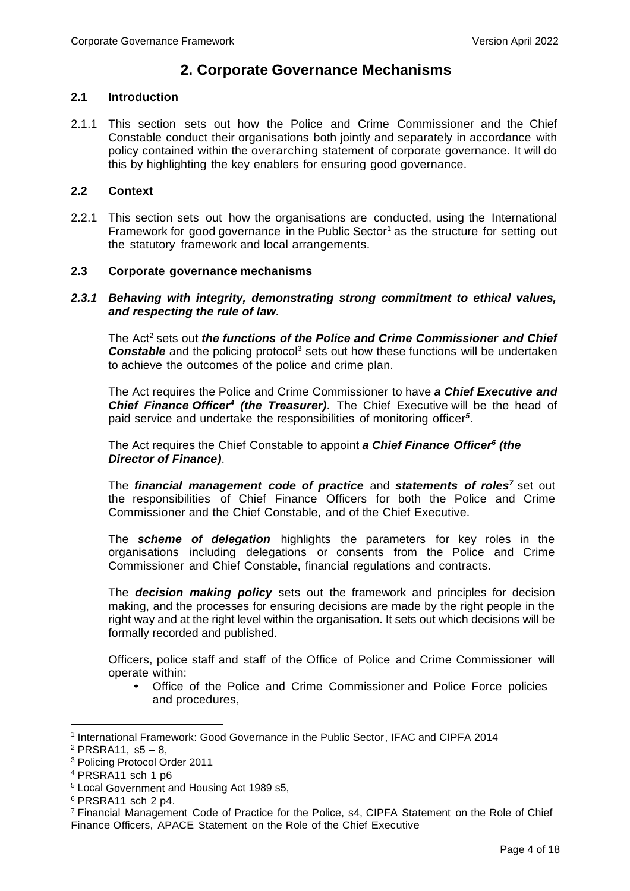## 2. Corporate Governance Mechanisms

### 2.1 Introduction

2.1.1 This section sets out how the Police and Crime Commissioner and the Chief Constable conduct their organisations both jointly and separately in accordance with policy contained within the overarching statement of corporate governance. It will do this by highlighting the key enablers for ensuring good governance.

### 2.2 Context

2.2.1 This section sets out how the organisations are conducted, using the International Framework for good governance in the Public Sector[1] as the structure for setting out the statutory framework and local arrangements.

### 2.3 Corporate governance mechanisms

#### *2.3.1 Behaving with integrity, demonstrating strong commitment to ethical values, and respecting the rule of law.*

The Act[2] sets out ***the functions of the Police and Crime Commissioner and Chief Constable*** and the policing protocol[3] sets out how these functions will be undertaken to achieve the outcomes of the police and crime plan.

The Act requires the Police and Crime Commissioner to have ***a Chief Executive and Chief Finance Officer[4] (the Treasurer)***. The Chief Executive will be the head of paid service and undertake the responsibilities of monitoring officer[5].

The Act requires the Chief Constable to appoint ***a Chief Finance Officer[6] (the Director of Finance)***.

The ***financial management code of practice*** and ***statements of roles[7]*** set out the responsibilities of Chief Finance Officers for both the Police and Crime Commissioner and the Chief Constable, and of the Chief Executive.

The ***scheme of delegation*** highlights the parameters for key roles in the organisations including delegations or consents from the Police and Crime Commissioner and Chief Constable, financial regulations and contracts.

The ***decision making policy*** sets out the framework and principles for decision making, and the processes for ensuring decisions are made by the right people in the right way and at the right level within the organisation. It sets out which decisions will be formally recorded and published.

Officers, police staff and staff of the Office of Police and Crime Commissioner will operate within:

- Office of the Police and Crime Commissioner and Police Force policies and procedures,

---

[1] International Framework: Good Governance in the Public Sector, IFAC and CIPFA 2014

[2] PRSRA11, s5 – 8,

[3] Policing Protocol Order 2011

[4] PRSRA11 sch 1 p6

[5] Local Government and Housing Act 1989 s5,

[6] PRSRA11 sch 2 p4.

[7] Financial Management Code of Practice for the Police, s4, CIPFA Statement on the Role of Chief Finance Officers, APACE Statement on the Role of the Chief Executive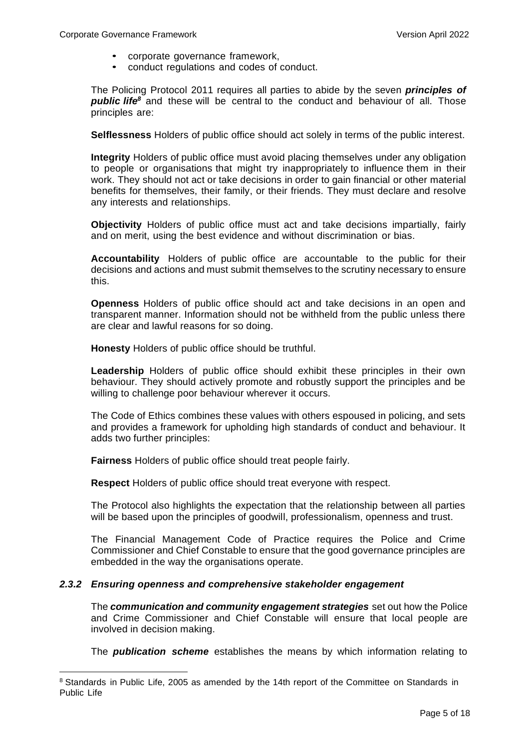- corporate governance framework,
- conduct regulations and codes of conduct.

The Policing Protocol 2011 requires all parties to abide by the seven ***principles of public life***[8] and these will be central to the conduct and behaviour of all. Those principles are:

**Selflessness** Holders of public office should act solely in terms of the public interest.

**Integrity** Holders of public office must avoid placing themselves under any obligation to people or organisations that might try inappropriately to influence them in their work. They should not act or take decisions in order to gain financial or other material benefits for themselves, their family, or their friends. They must declare and resolve any interests and relationships.

**Objectivity** Holders of public office must act and take decisions impartially, fairly and on merit, using the best evidence and without discrimination or bias.

**Accountability** Holders of public office are accountable to the public for their decisions and actions and must submit themselves to the scrutiny necessary to ensure this.

**Openness** Holders of public office should act and take decisions in an open and transparent manner. Information should not be withheld from the public unless there are clear and lawful reasons for so doing.

**Honesty** Holders of public office should be truthful.

**Leadership** Holders of public office should exhibit these principles in their own behaviour. They should actively promote and robustly support the principles and be willing to challenge poor behaviour wherever it occurs.

The Code of Ethics combines these values with others espoused in policing, and sets and provides a framework for upholding high standards of conduct and behaviour. It adds two further principles:

**Fairness** Holders of public office should treat people fairly.

**Respect** Holders of public office should treat everyone with respect.

The Protocol also highlights the expectation that the relationship between all parties will be based upon the principles of goodwill, professionalism, openness and trust.

The Financial Management Code of Practice requires the Police and Crime Commissioner and Chief Constable to ensure that the good governance principles are embedded in the way the organisations operate.

### *2.3.2 Ensuring openness and comprehensive stakeholder engagement*

The ***communication and community engagement strategies*** set out how the Police and Crime Commissioner and Chief Constable will ensure that local people are involved in decision making.

The ***publication scheme*** establishes the means by which information relating to

[8] Standards in Public Life, 2005 as amended by the 14th report of the Committee on Standards in Public Life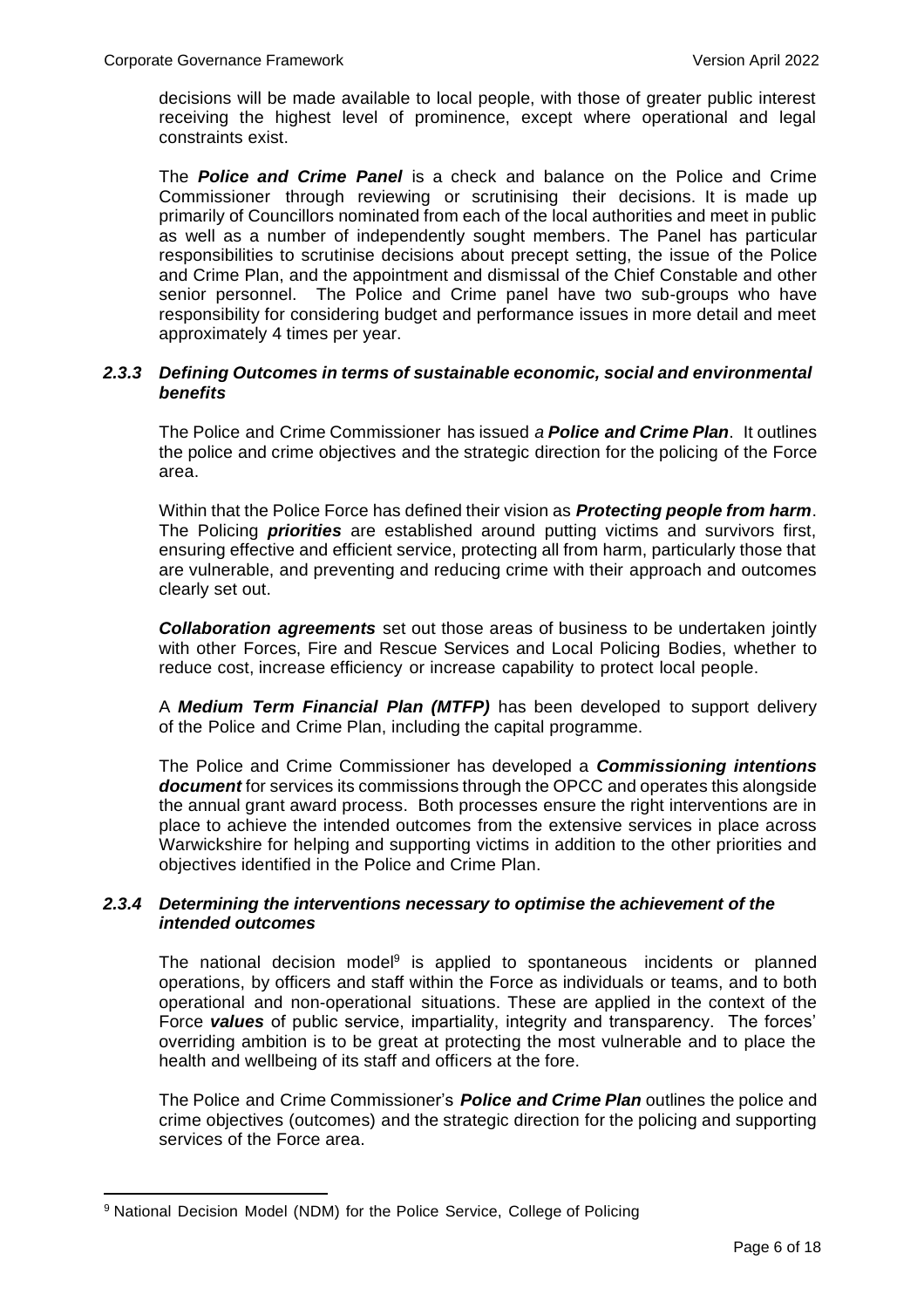decisions will be made available to local people, with those of greater public interest receiving the highest level of prominence, except where operational and legal constraints exist.

The ***Police and Crime Panel*** is a check and balance on the Police and Crime Commissioner through reviewing or scrutinising their decisions. It is made up primarily of Councillors nominated from each of the local authorities and meet in public as well as a number of independently sought members. The Panel has particular responsibilities to scrutinise decisions about precept setting, the issue of the Police and Crime Plan, and the appointment and dismissal of the Chief Constable and other senior personnel. The Police and Crime panel have two sub-groups who have responsibility for considering budget and performance issues in more detail and meet approximately 4 times per year.

### *2.3.3 Defining Outcomes in terms of sustainable economic, social and environmental benefits*

The Police and Crime Commissioner has issued *a **Police and Crime Plan***. It outlines the police and crime objectives and the strategic direction for the policing of the Force area.

Within that the Police Force has defined their vision as ***Protecting people from harm***. The Policing ***priorities*** are established around putting victims and survivors first, ensuring effective and efficient service, protecting all from harm, particularly those that are vulnerable, and preventing and reducing crime with their approach and outcomes clearly set out.

***Collaboration agreements*** set out those areas of business to be undertaken jointly with other Forces, Fire and Rescue Services and Local Policing Bodies, whether to reduce cost, increase efficiency or increase capability to protect local people.

A ***Medium Term Financial Plan (MTFP)*** has been developed to support delivery of the Police and Crime Plan, including the capital programme.

The Police and Crime Commissioner has developed a ***Commissioning intentions document*** for services its commissions through the OPCC and operates this alongside the annual grant award process. Both processes ensure the right interventions are in place to achieve the intended outcomes from the extensive services in place across Warwickshire for helping and supporting victims in addition to the other priorities and objectives identified in the Police and Crime Plan.

### *2.3.4 Determining the interventions necessary to optimise the achievement of the intended outcomes*

The national decision model[9] is applied to spontaneous incidents or planned operations, by officers and staff within the Force as individuals or teams, and to both operational and non-operational situations. These are applied in the context of the Force ***values*** of public service, impartiality, integrity and transparency. The forces' overriding ambition is to be great at protecting the most vulnerable and to place the health and wellbeing of its staff and officers at the fore.

The Police and Crime Commissioner's ***Police and Crime Plan*** outlines the police and crime objectives (outcomes) and the strategic direction for the policing and supporting services of the Force area.

---

[9] National Decision Model (NDM) for the Police Service, College of Policing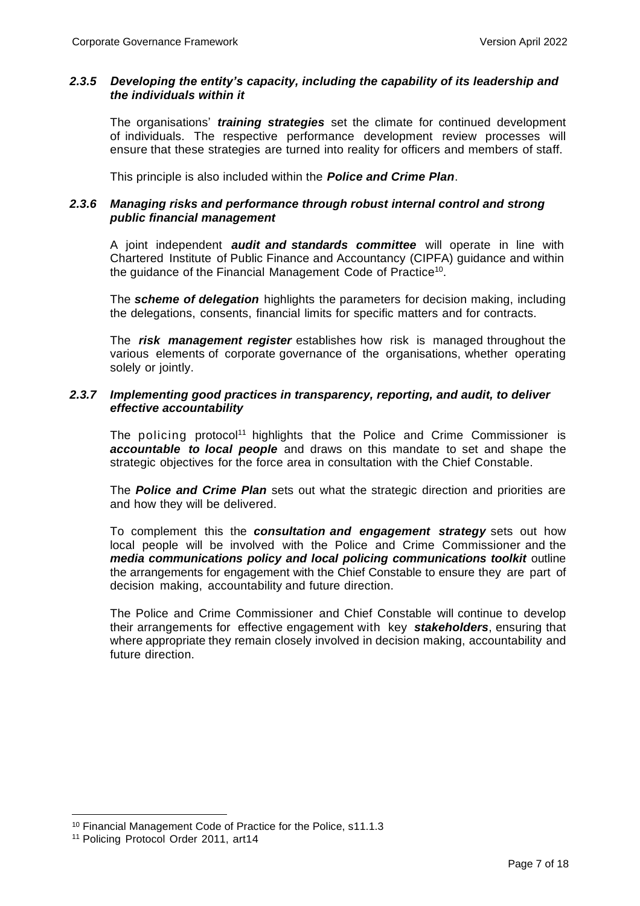### *2.3.5 Developing the entity's capacity, including the capability of its leadership and the individuals within it*

The organisations' ***training strategies*** set the climate for continued development of individuals. The respective performance development review processes will ensure that these strategies are turned into reality for officers and members of staff.

This principle is also included within the ***Police and Crime Plan***.

### *2.3.6 Managing risks and performance through robust internal control and strong public financial management*

A joint independent ***audit and standards committee*** will operate in line with Chartered Institute of Public Finance and Accountancy (CIPFA) guidance and within the guidance of the Financial Management Code of Practice[10].

The ***scheme of delegation*** highlights the parameters for decision making, including the delegations, consents, financial limits for specific matters and for contracts.

The ***risk management register*** establishes how risk is managed throughout the various elements of corporate governance of the organisations, whether operating solely or jointly.

### *2.3.7 Implementing good practices in transparency, reporting, and audit, to deliver effective accountability*

The policing protocol[11] highlights that the Police and Crime Commissioner is ***accountable to local people*** and draws on this mandate to set and shape the strategic objectives for the force area in consultation with the Chief Constable.

The ***Police and Crime Plan*** sets out what the strategic direction and priorities are and how they will be delivered.

To complement this the ***consultation and engagement strategy*** sets out how local people will be involved with the Police and Crime Commissioner and the ***media communications policy and local policing communications toolkit*** outline the arrangements for engagement with the Chief Constable to ensure they are part of decision making, accountability and future direction.

The Police and Crime Commissioner and Chief Constable will continue to develop their arrangements for effective engagement with key ***stakeholders***, ensuring that where appropriate they remain closely involved in decision making, accountability and future direction.

---

[10] Financial Management Code of Practice for the Police, s11.1.3

[11] Policing Protocol Order 2011, art14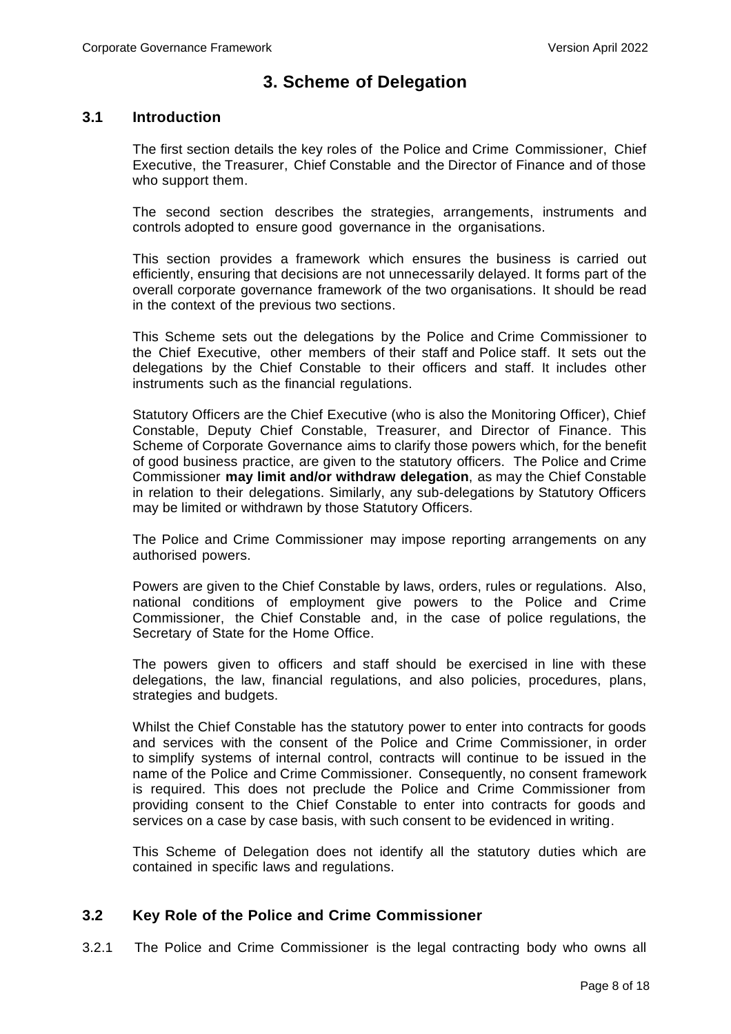# 3. Scheme of Delegation

## 3.1 Introduction

The first section details the key roles of the Police and Crime Commissioner, Chief Executive, the Treasurer, Chief Constable and the Director of Finance and of those who support them.

The second section describes the strategies, arrangements, instruments and controls adopted to ensure good governance in the organisations.

This section provides a framework which ensures the business is carried out efficiently, ensuring that decisions are not unnecessarily delayed. It forms part of the overall corporate governance framework of the two organisations. It should be read in the context of the previous two sections.

This Scheme sets out the delegations by the Police and Crime Commissioner to the Chief Executive, other members of their staff and Police staff. It sets out the delegations by the Chief Constable to their officers and staff. It includes other instruments such as the financial regulations.

Statutory Officers are the Chief Executive (who is also the Monitoring Officer), Chief Constable, Deputy Chief Constable, Treasurer, and Director of Finance. This Scheme of Corporate Governance aims to clarify those powers which, for the benefit of good business practice, are given to the statutory officers. The Police and Crime Commissioner **may limit and/or withdraw delegation**, as may the Chief Constable in relation to their delegations. Similarly, any sub-delegations by Statutory Officers may be limited or withdrawn by those Statutory Officers.

The Police and Crime Commissioner may impose reporting arrangements on any authorised powers.

Powers are given to the Chief Constable by laws, orders, rules or regulations. Also, national conditions of employment give powers to the Police and Crime Commissioner, the Chief Constable and, in the case of police regulations, the Secretary of State for the Home Office.

The powers given to officers and staff should be exercised in line with these delegations, the law, financial regulations, and also policies, procedures, plans, strategies and budgets.

Whilst the Chief Constable has the statutory power to enter into contracts for goods and services with the consent of the Police and Crime Commissioner, in order to simplify systems of internal control, contracts will continue to be issued in the name of the Police and Crime Commissioner. Consequently, no consent framework is required. This does not preclude the Police and Crime Commissioner from providing consent to the Chief Constable to enter into contracts for goods and services on a case by case basis, with such consent to be evidenced in writing.

This Scheme of Delegation does not identify all the statutory duties which are contained in specific laws and regulations.

## 3.2 Key Role of the Police and Crime Commissioner

3.2.1 The Police and Crime Commissioner is the legal contracting body who owns all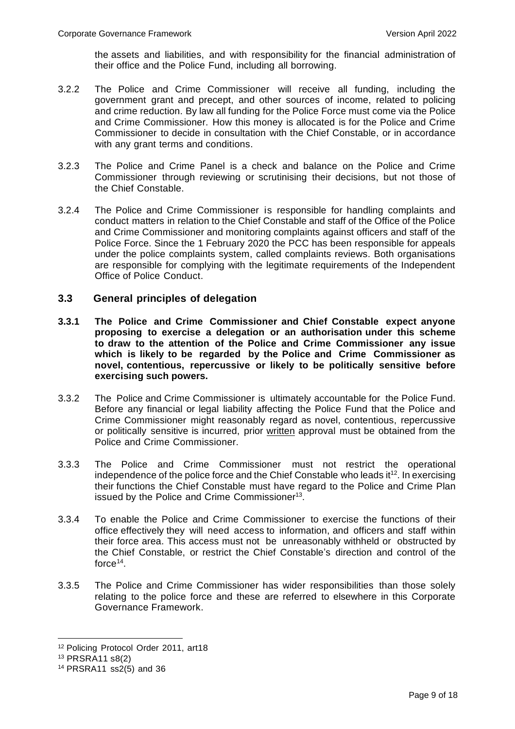the assets and liabilities, and with responsibility for the financial administration of their office and the Police Fund, including all borrowing.

3.2.2 The Police and Crime Commissioner will receive all funding, including the government grant and precept, and other sources of income, related to policing and crime reduction. By law all funding for the Police Force must come via the Police and Crime Commissioner. How this money is allocated is for the Police and Crime Commissioner to decide in consultation with the Chief Constable, or in accordance with any grant terms and conditions.

3.2.3 The Police and Crime Panel is a check and balance on the Police and Crime Commissioner through reviewing or scrutinising their decisions, but not those of the Chief Constable.

3.2.4 The Police and Crime Commissioner is responsible for handling complaints and conduct matters in relation to the Chief Constable and staff of the Office of the Police and Crime Commissioner and monitoring complaints against officers and staff of the Police Force. Since the 1 February 2020 the PCC has been responsible for appeals under the police complaints system, called complaints reviews. Both organisations are responsible for complying with the legitimate requirements of the Independent Office of Police Conduct.

### 3.3 General principles of delegation

**3.3.1 The Police and Crime Commissioner and Chief Constable expect anyone proposing to exercise a delegation or an authorisation under this scheme to draw to the attention of the Police and Crime Commissioner any issue which is likely to be regarded by the Police and Crime Commissioner as novel, contentious, repercussive or likely to be politically sensitive before exercising such powers.**

3.3.2 The Police and Crime Commissioner is ultimately accountable for the Police Fund. Before any financial or legal liability affecting the Police Fund that the Police and Crime Commissioner might reasonably regard as novel, contentious, repercussive or politically sensitive is incurred, prior written approval must be obtained from the Police and Crime Commissioner.

3.3.3 The Police and Crime Commissioner must not restrict the operational independence of the police force and the Chief Constable who leads it[12]. In exercising their functions the Chief Constable must have regard to the Police and Crime Plan issued by the Police and Crime Commissioner[13].

3.3.4 To enable the Police and Crime Commissioner to exercise the functions of their office effectively they will need access to information, and officers and staff within their force area. This access must not be unreasonably withheld or obstructed by the Chief Constable, or restrict the Chief Constable's direction and control of the force[14].

3.3.5 The Police and Crime Commissioner has wider responsibilities than those solely relating to the police force and these are referred to elsewhere in this Corporate Governance Framework.

---

[12] Policing Protocol Order 2011, art18

[13] PRSRA11 s8(2)

[14] PRSRA11 ss2(5) and 36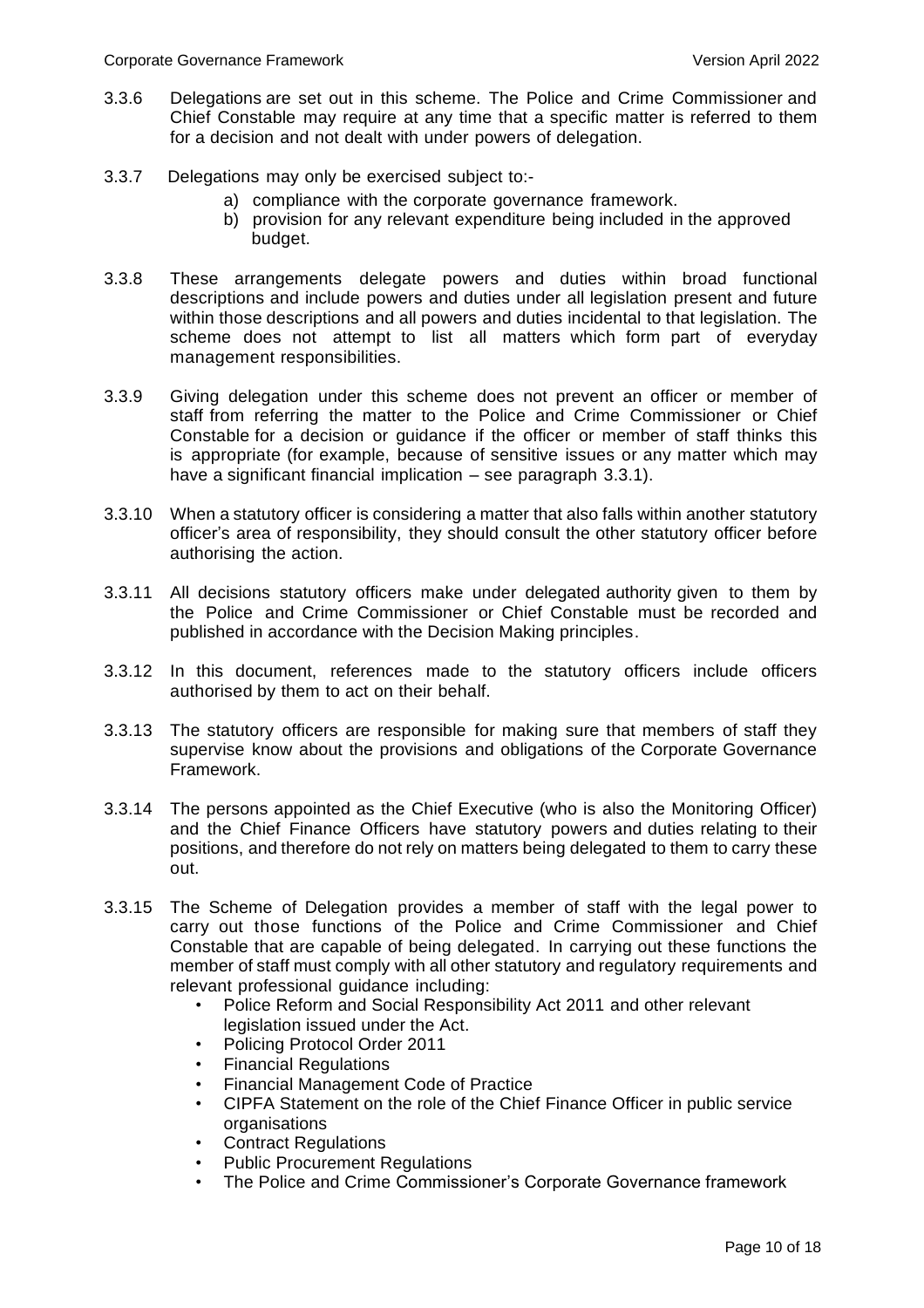3.3.6 Delegations are set out in this scheme. The Police and Crime Commissioner and Chief Constable may require at any time that a specific matter is referred to them for a decision and not dealt with under powers of delegation.

3.3.7 Delegations may only be exercised subject to:-

a) compliance with the corporate governance framework.
b) provision for any relevant expenditure being included in the approved budget.

3.3.8 These arrangements delegate powers and duties within broad functional descriptions and include powers and duties under all legislation present and future within those descriptions and all powers and duties incidental to that legislation. The scheme does not attempt to list all matters which form part of everyday management responsibilities.

3.3.9 Giving delegation under this scheme does not prevent an officer or member of staff from referring the matter to the Police and Crime Commissioner or Chief Constable for a decision or guidance if the officer or member of staff thinks this is appropriate (for example, because of sensitive issues or any matter which may have a significant financial implication – see paragraph 3.3.1).

3.3.10 When a statutory officer is considering a matter that also falls within another statutory officer's area of responsibility, they should consult the other statutory officer before authorising the action.

3.3.11 All decisions statutory officers make under delegated authority given to them by the Police and Crime Commissioner or Chief Constable must be recorded and published in accordance with the Decision Making principles.

3.3.12 In this document, references made to the statutory officers include officers authorised by them to act on their behalf.

3.3.13 The statutory officers are responsible for making sure that members of staff they supervise know about the provisions and obligations of the Corporate Governance Framework.

3.3.14 The persons appointed as the Chief Executive (who is also the Monitoring Officer) and the Chief Finance Officers have statutory powers and duties relating to their positions, and therefore do not rely on matters being delegated to them to carry these out.

3.3.15 The Scheme of Delegation provides a member of staff with the legal power to carry out those functions of the Police and Crime Commissioner and Chief Constable that are capable of being delegated. In carrying out these functions the member of staff must comply with all other statutory and regulatory requirements and relevant professional guidance including:

- Police Reform and Social Responsibility Act 2011 and other relevant legislation issued under the Act.
- Policing Protocol Order 2011
- Financial Regulations
- Financial Management Code of Practice
- CIPFA Statement on the role of the Chief Finance Officer in public service organisations
- Contract Regulations
- Public Procurement Regulations
- The Police and Crime Commissioner's Corporate Governance framework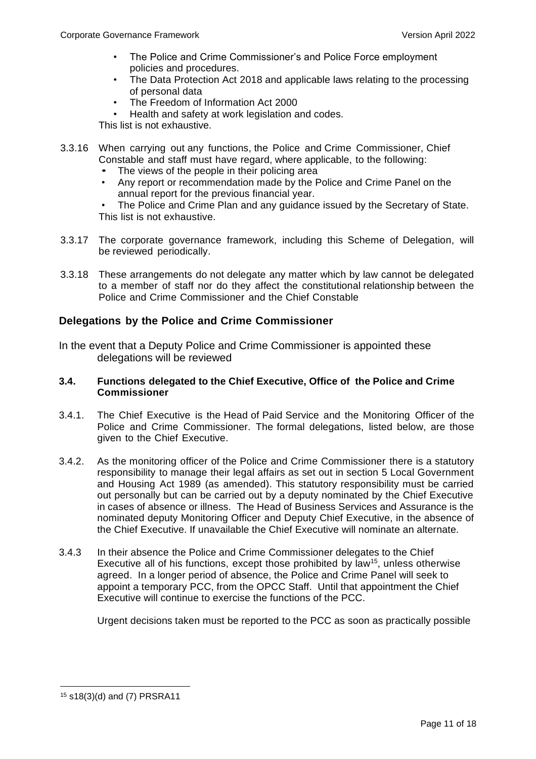- The Police and Crime Commissioner's and Police Force employment policies and procedures.
- The Data Protection Act 2018 and applicable laws relating to the processing of personal data
- The Freedom of Information Act 2000
- Health and safety at work legislation and codes.

This list is not exhaustive.

3.3.16 When carrying out any functions, the Police and Crime Commissioner, Chief Constable and staff must have regard, where applicable, to the following:

- The views of the people in their policing area
- Any report or recommendation made by the Police and Crime Panel on the annual report for the previous financial year.
- The Police and Crime Plan and any guidance issued by the Secretary of State.

This list is not exhaustive.

3.3.17 The corporate governance framework, including this Scheme of Delegation, will be reviewed periodically.

3.3.18 These arrangements do not delegate any matter which by law cannot be delegated to a member of staff nor do they affect the constitutional relationship between the Police and Crime Commissioner and the Chief Constable

## Delegations by the Police and Crime Commissioner

In the event that a Deputy Police and Crime Commissioner is appointed these delegations will be reviewed

### 3.4. Functions delegated to the Chief Executive, Office of the Police and Crime Commissioner

3.4.1. The Chief Executive is the Head of Paid Service and the Monitoring Officer of the Police and Crime Commissioner. The formal delegations, listed below, are those given to the Chief Executive.

3.4.2. As the monitoring officer of the Police and Crime Commissioner there is a statutory responsibility to manage their legal affairs as set out in section 5 Local Government and Housing Act 1989 (as amended). This statutory responsibility must be carried out personally but can be carried out by a deputy nominated by the Chief Executive in cases of absence or illness. The Head of Business Services and Assurance is the nominated deputy Monitoring Officer and Deputy Chief Executive, in the absence of the Chief Executive. If unavailable the Chief Executive will nominate an alternate.

3.4.3 In their absence the Police and Crime Commissioner delegates to the Chief Executive all of his functions, except those prohibited by law[15], unless otherwise agreed. In a longer period of absence, the Police and Crime Panel will seek to appoint a temporary PCC, from the OPCC Staff. Until that appointment the Chief Executive will continue to exercise the functions of the PCC.

Urgent decisions taken must be reported to the PCC as soon as practically possible

[15] s18(3)(d) and (7) PRSRA11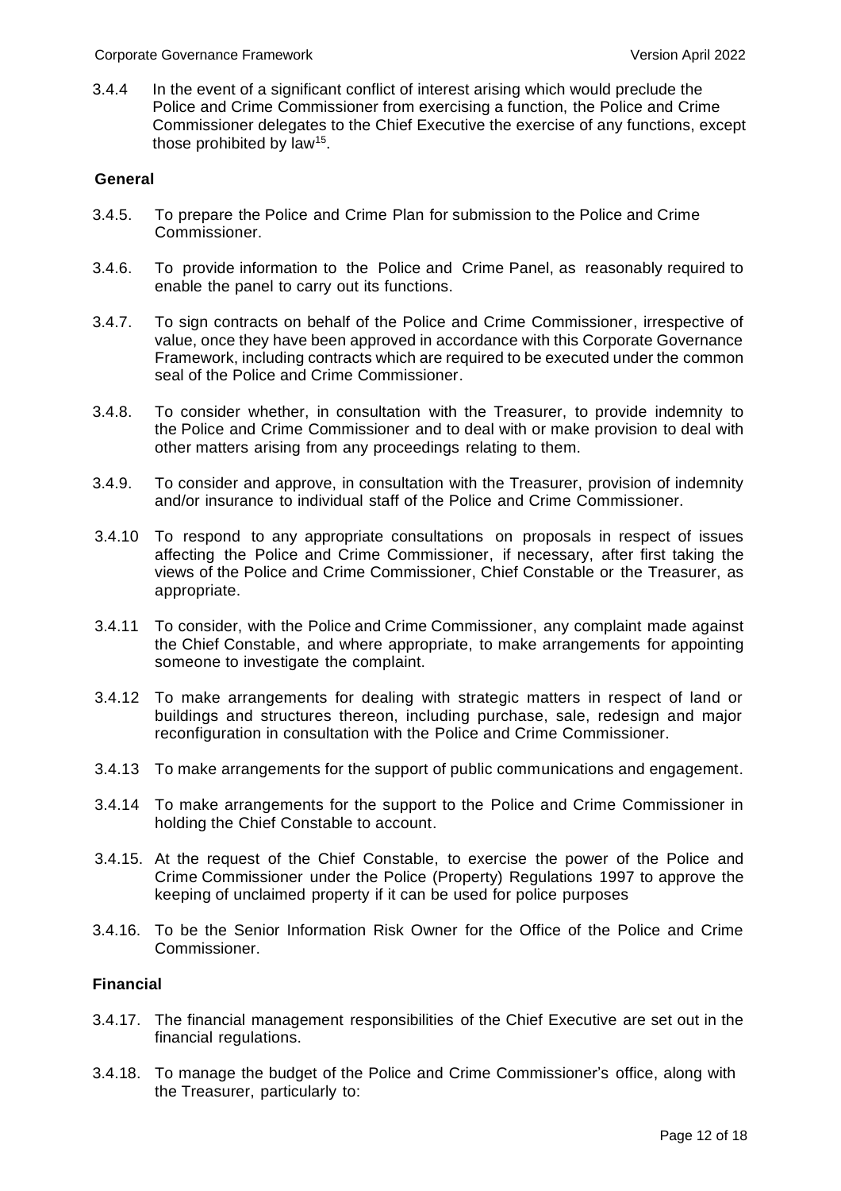3.4.4 In the event of a significant conflict of interest arising which would preclude the Police and Crime Commissioner from exercising a function, the Police and Crime Commissioner delegates to the Chief Executive the exercise of any functions, except those prohibited by law[15].

**General**

3.4.5. To prepare the Police and Crime Plan for submission to the Police and Crime Commissioner.

3.4.6. To provide information to the Police and Crime Panel, as reasonably required to enable the panel to carry out its functions.

3.4.7. To sign contracts on behalf of the Police and Crime Commissioner, irrespective of value, once they have been approved in accordance with this Corporate Governance Framework, including contracts which are required to be executed under the common seal of the Police and Crime Commissioner.

3.4.8. To consider whether, in consultation with the Treasurer, to provide indemnity to the Police and Crime Commissioner and to deal with or make provision to deal with other matters arising from any proceedings relating to them.

3.4.9. To consider and approve, in consultation with the Treasurer, provision of indemnity and/or insurance to individual staff of the Police and Crime Commissioner.

3.4.10 To respond to any appropriate consultations on proposals in respect of issues affecting the Police and Crime Commissioner, if necessary, after first taking the views of the Police and Crime Commissioner, Chief Constable or the Treasurer, as appropriate.

3.4.11 To consider, with the Police and Crime Commissioner, any complaint made against the Chief Constable, and where appropriate, to make arrangements for appointing someone to investigate the complaint.

3.4.12 To make arrangements for dealing with strategic matters in respect of land or buildings and structures thereon, including purchase, sale, redesign and major reconfiguration in consultation with the Police and Crime Commissioner.

3.4.13 To make arrangements for the support of public communications and engagement.

3.4.14 To make arrangements for the support to the Police and Crime Commissioner in holding the Chief Constable to account.

3.4.15. At the request of the Chief Constable, to exercise the power of the Police and Crime Commissioner under the Police (Property) Regulations 1997 to approve the keeping of unclaimed property if it can be used for police purposes

3.4.16. To be the Senior Information Risk Owner for the Office of the Police and Crime Commissioner.

**Financial**

3.4.17. The financial management responsibilities of the Chief Executive are set out in the financial regulations.

3.4.18. To manage the budget of the Police and Crime Commissioner's office, along with the Treasurer, particularly to: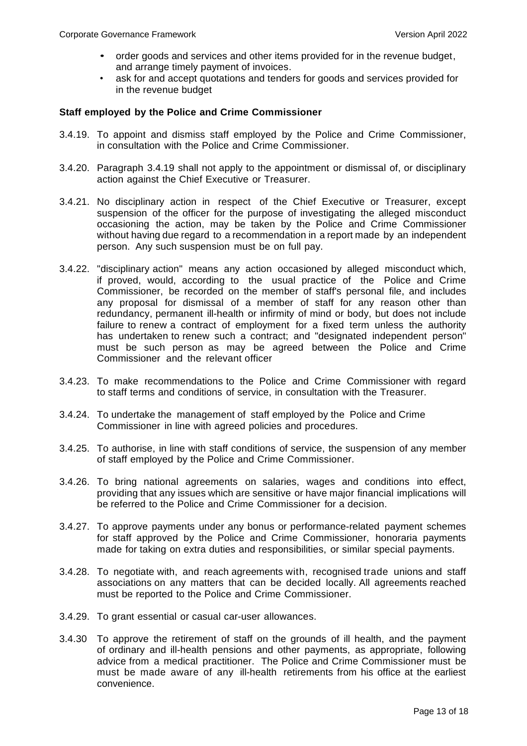- order goods and services and other items provided for in the revenue budget, and arrange timely payment of invoices.
- ask for and accept quotations and tenders for goods and services provided for in the revenue budget

**Staff employed by the Police and Crime Commissioner**

3.4.19. To appoint and dismiss staff employed by the Police and Crime Commissioner, in consultation with the Police and Crime Commissioner.

3.4.20. Paragraph 3.4.19 shall not apply to the appointment or dismissal of, or disciplinary action against the Chief Executive or Treasurer.

3.4.21. No disciplinary action in respect of the Chief Executive or Treasurer, except suspension of the officer for the purpose of investigating the alleged misconduct occasioning the action, may be taken by the Police and Crime Commissioner without having due regard to a recommendation in a report made by an independent person. Any such suspension must be on full pay.

3.4.22. "disciplinary action" means any action occasioned by alleged misconduct which, if proved, would, according to the usual practice of the Police and Crime Commissioner, be recorded on the member of staff's personal file, and includes any proposal for dismissal of a member of staff for any reason other than redundancy, permanent ill-health or infirmity of mind or body, but does not include failure to renew a contract of employment for a fixed term unless the authority has undertaken to renew such a contract; and "designated independent person" must be such person as may be agreed between the Police and Crime Commissioner and the relevant officer

3.4.23. To make recommendations to the Police and Crime Commissioner with regard to staff terms and conditions of service, in consultation with the Treasurer.

3.4.24. To undertake the management of staff employed by the Police and Crime Commissioner in line with agreed policies and procedures.

3.4.25. To authorise, in line with staff conditions of service, the suspension of any member of staff employed by the Police and Crime Commissioner.

3.4.26. To bring national agreements on salaries, wages and conditions into effect, providing that any issues which are sensitive or have major financial implications will be referred to the Police and Crime Commissioner for a decision.

3.4.27. To approve payments under any bonus or performance-related payment schemes for staff approved by the Police and Crime Commissioner, honoraria payments made for taking on extra duties and responsibilities, or similar special payments.

3.4.28. To negotiate with, and reach agreements with, recognised trade unions and staff associations on any matters that can be decided locally. All agreements reached must be reported to the Police and Crime Commissioner.

3.4.29. To grant essential or casual car-user allowances.

3.4.30 To approve the retirement of staff on the grounds of ill health, and the payment of ordinary and ill-health pensions and other payments, as appropriate, following advice from a medical practitioner. The Police and Crime Commissioner must be must be made aware of any ill-health retirements from his office at the earliest convenience.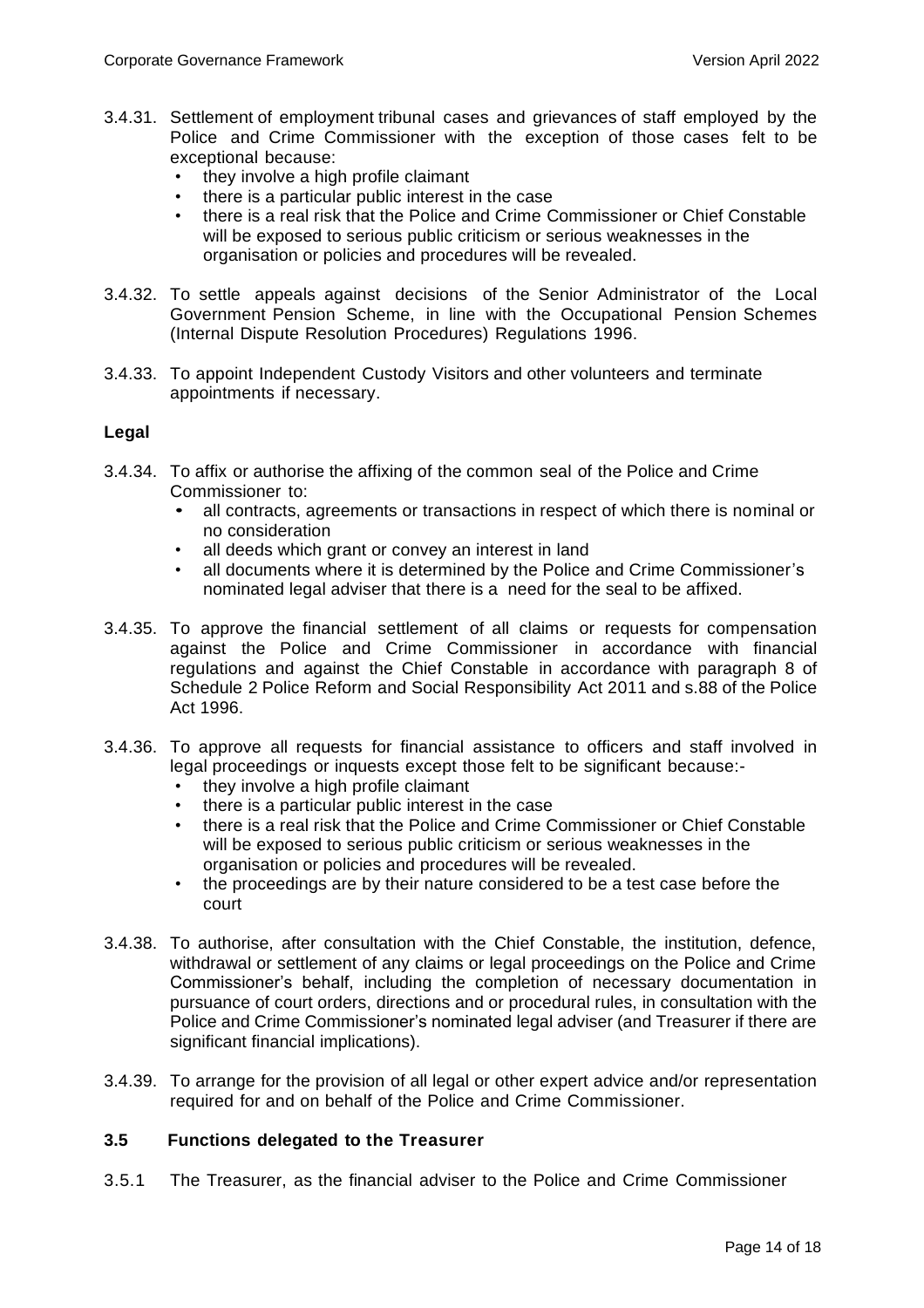3.4.31. Settlement of employment tribunal cases and grievances of staff employed by the Police and Crime Commissioner with the exception of those cases felt to be exceptional because:

- they involve a high profile claimant
- there is a particular public interest in the case
- there is a real risk that the Police and Crime Commissioner or Chief Constable will be exposed to serious public criticism or serious weaknesses in the organisation or policies and procedures will be revealed.

3.4.32. To settle appeals against decisions of the Senior Administrator of the Local Government Pension Scheme, in line with the Occupational Pension Schemes (Internal Dispute Resolution Procedures) Regulations 1996.

3.4.33. To appoint Independent Custody Visitors and other volunteers and terminate appointments if necessary.

**Legal**

3.4.34. To affix or authorise the affixing of the common seal of the Police and Crime Commissioner to:

- all contracts, agreements or transactions in respect of which there is nominal or no consideration
- all deeds which grant or convey an interest in land
- all documents where it is determined by the Police and Crime Commissioner's nominated legal adviser that there is a need for the seal to be affixed.

3.4.35. To approve the financial settlement of all claims or requests for compensation against the Police and Crime Commissioner in accordance with financial regulations and against the Chief Constable in accordance with paragraph 8 of Schedule 2 Police Reform and Social Responsibility Act 2011 and s.88 of the Police Act 1996.

3.4.36. To approve all requests for financial assistance to officers and staff involved in legal proceedings or inquests except those felt to be significant because:-

- they involve a high profile claimant
- there is a particular public interest in the case
- there is a real risk that the Police and Crime Commissioner or Chief Constable will be exposed to serious public criticism or serious weaknesses in the organisation or policies and procedures will be revealed.
- the proceedings are by their nature considered to be a test case before the court

3.4.38. To authorise, after consultation with the Chief Constable, the institution, defence, withdrawal or settlement of any claims or legal proceedings on the Police and Crime Commissioner's behalf, including the completion of necessary documentation in pursuance of court orders, directions and or procedural rules, in consultation with the Police and Crime Commissioner's nominated legal adviser (and Treasurer if there are significant financial implications).

3.4.39. To arrange for the provision of all legal or other expert advice and/or representation required for and on behalf of the Police and Crime Commissioner.

### 3.5 Functions delegated to the Treasurer

3.5.1 The Treasurer, as the financial adviser to the Police and Crime Commissioner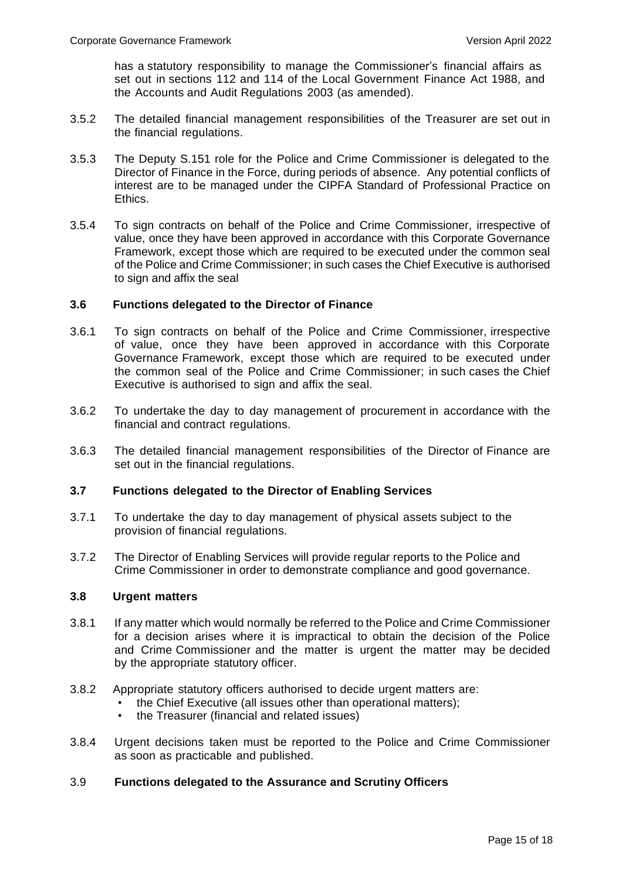has a statutory responsibility to manage the Commissioner's financial affairs as set out in sections 112 and 114 of the Local Government Finance Act 1988, and the Accounts and Audit Regulations 2003 (as amended).

3.5.2 The detailed financial management responsibilities of the Treasurer are set out in the financial regulations.

3.5.3 The Deputy S.151 role for the Police and Crime Commissioner is delegated to the Director of Finance in the Force, during periods of absence. Any potential conflicts of interest are to be managed under the CIPFA Standard of Professional Practice on Ethics.

3.5.4 To sign contracts on behalf of the Police and Crime Commissioner, irrespective of value, once they have been approved in accordance with this Corporate Governance Framework, except those which are required to be executed under the common seal of the Police and Crime Commissioner; in such cases the Chief Executive is authorised to sign and affix the seal

### 3.6 Functions delegated to the Director of Finance

3.6.1 To sign contracts on behalf of the Police and Crime Commissioner, irrespective of value, once they have been approved in accordance with this Corporate Governance Framework, except those which are required to be executed under the common seal of the Police and Crime Commissioner; in such cases the Chief Executive is authorised to sign and affix the seal.

3.6.2 To undertake the day to day management of procurement in accordance with the financial and contract regulations.

3.6.3 The detailed financial management responsibilities of the Director of Finance are set out in the financial regulations.

### 3.7 Functions delegated to the Director of Enabling Services

3.7.1 To undertake the day to day management of physical assets subject to the provision of financial regulations.

3.7.2 The Director of Enabling Services will provide regular reports to the Police and Crime Commissioner in order to demonstrate compliance and good governance.

### 3.8 Urgent matters

3.8.1 If any matter which would normally be referred to the Police and Crime Commissioner for a decision arises where it is impractical to obtain the decision of the Police and Crime Commissioner and the matter is urgent the matter may be decided by the appropriate statutory officer.

3.8.2 Appropriate statutory officers authorised to decide urgent matters are:

- the Chief Executive (all issues other than operational matters);
- the Treasurer (financial and related issues)

3.8.4 Urgent decisions taken must be reported to the Police and Crime Commissioner as soon as practicable and published.

### 3.9 Functions delegated to the Assurance and Scrutiny Officers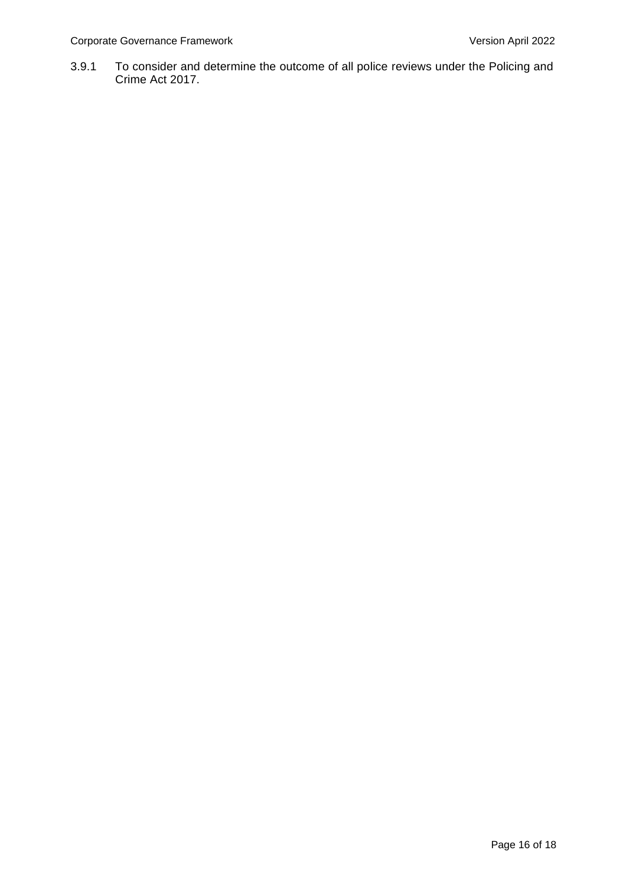3.9.1 To consider and determine the outcome of all police reviews under the Policing and Crime Act 2017.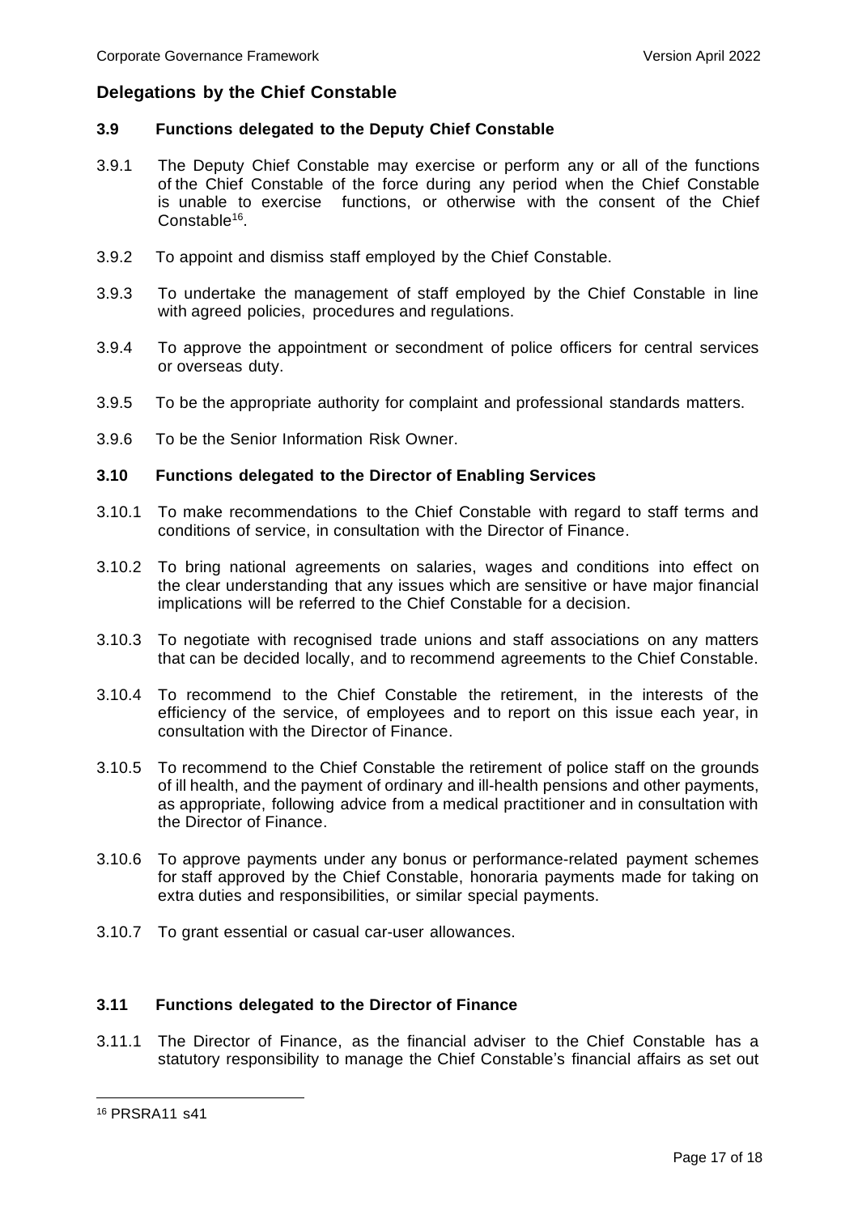## Delegations by the Chief Constable

### 3.9 Functions delegated to the Deputy Chief Constable

3.9.1 The Deputy Chief Constable may exercise or perform any or all of the functions of the Chief Constable of the force during any period when the Chief Constable is unable to exercise functions, or otherwise with the consent of the Chief Constable[16].

3.9.2 To appoint and dismiss staff employed by the Chief Constable.

3.9.3 To undertake the management of staff employed by the Chief Constable in line with agreed policies, procedures and regulations.

3.9.4 To approve the appointment or secondment of police officers for central services or overseas duty.

3.9.5 To be the appropriate authority for complaint and professional standards matters.

3.9.6 To be the Senior Information Risk Owner.

### 3.10 Functions delegated to the Director of Enabling Services

3.10.1 To make recommendations to the Chief Constable with regard to staff terms and conditions of service, in consultation with the Director of Finance.

3.10.2 To bring national agreements on salaries, wages and conditions into effect on the clear understanding that any issues which are sensitive or have major financial implications will be referred to the Chief Constable for a decision.

3.10.3 To negotiate with recognised trade unions and staff associations on any matters that can be decided locally, and to recommend agreements to the Chief Constable.

3.10.4 To recommend to the Chief Constable the retirement, in the interests of the efficiency of the service, of employees and to report on this issue each year, in consultation with the Director of Finance.

3.10.5 To recommend to the Chief Constable the retirement of police staff on the grounds of ill health, and the payment of ordinary and ill-health pensions and other payments, as appropriate, following advice from a medical practitioner and in consultation with the Director of Finance.

3.10.6 To approve payments under any bonus or performance-related payment schemes for staff approved by the Chief Constable, honoraria payments made for taking on extra duties and responsibilities, or similar special payments.

3.10.7 To grant essential or casual car-user allowances.

### 3.11 Functions delegated to the Director of Finance

3.11.1 The Director of Finance, as the financial adviser to the Chief Constable has a statutory responsibility to manage the Chief Constable's financial affairs as set out

---

[16] PRSRA11 s41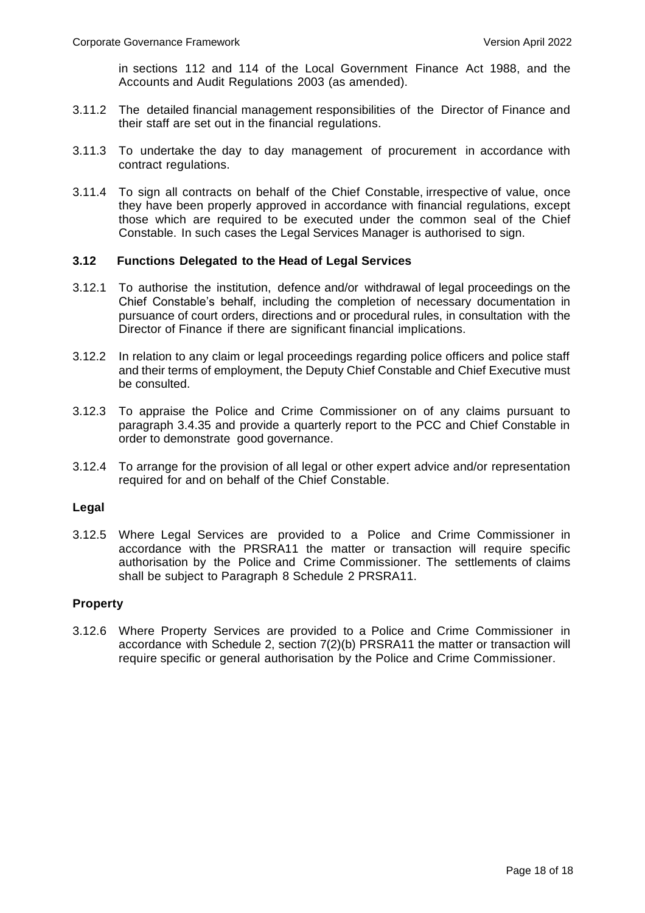in sections 112 and 114 of the Local Government Finance Act 1988, and the Accounts and Audit Regulations 2003 (as amended).

3.11.2 The detailed financial management responsibilities of the Director of Finance and their staff are set out in the financial regulations.

3.11.3 To undertake the day to day management of procurement in accordance with contract regulations.

3.11.4 To sign all contracts on behalf of the Chief Constable, irrespective of value, once they have been properly approved in accordance with financial regulations, except those which are required to be executed under the common seal of the Chief Constable. In such cases the Legal Services Manager is authorised to sign.

### 3.12 Functions Delegated to the Head of Legal Services

3.12.1 To authorise the institution, defence and/or withdrawal of legal proceedings on the Chief Constable's behalf, including the completion of necessary documentation in pursuance of court orders, directions and or procedural rules, in consultation with the Director of Finance if there are significant financial implications.

3.12.2 In relation to any claim or legal proceedings regarding police officers and police staff and their terms of employment, the Deputy Chief Constable and Chief Executive must be consulted.

3.12.3 To appraise the Police and Crime Commissioner on of any claims pursuant to paragraph 3.4.35 and provide a quarterly report to the PCC and Chief Constable in order to demonstrate good governance.

3.12.4 To arrange for the provision of all legal or other expert advice and/or representation required for and on behalf of the Chief Constable.

#### Legal

3.12.5 Where Legal Services are provided to a Police and Crime Commissioner in accordance with the PRSRA11 the matter or transaction will require specific authorisation by the Police and Crime Commissioner. The settlements of claims shall be subject to Paragraph 8 Schedule 2 PRSRA11.

#### Property

3.12.6 Where Property Services are provided to a Police and Crime Commissioner in accordance with Schedule 2, section 7(2)(b) PRSRA11 the matter or transaction will require specific or general authorisation by the Police and Crime Commissioner.